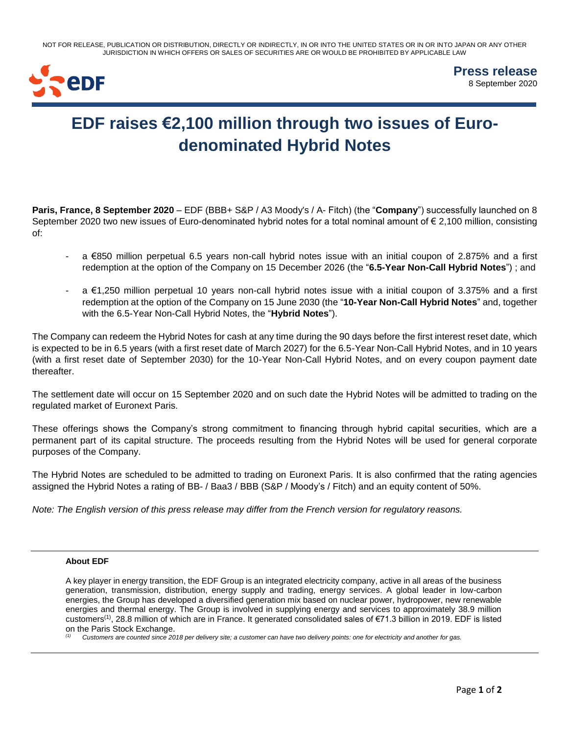NOT FOR RELEASE, PUBLICATION OR DISTRIBUTION, DIRECTLY OR INDIRECTLY, IN OR INTO THE UNITED STATES OR IN OR INTO JAPAN OR ANY OTHER JURISDICTION IN WHICH OFFERS OR SALES OF SECURITIES ARE OR WOULD BE PROHIBITED BY APPLICABLE LAW

**Press release**
8 September 2020

# EDF raises €2,100 million through two issues of Euro-denominated Hybrid Notes

**Paris, France, 8 September 2020** – EDF (BBB+ S&P / A3 Moody's / A- Fitch) (the "**Company**") successfully launched on 8 September 2020 two new issues of Euro-denominated hybrid notes for a total nominal amount of € 2,100 million, consisting of:

- a €850 million perpetual 6.5 years non-call hybrid notes issue with an initial coupon of 2.875% and a first redemption at the option of the Company on 15 December 2026 (the "**6.5-Year Non-Call Hybrid Notes**") ; and
- a €1,250 million perpetual 10 years non-call hybrid notes issue with a initial coupon of 3.375% and a first redemption at the option of the Company on 15 June 2030 (the "**10-Year Non-Call Hybrid Notes**" and, together with the 6.5-Year Non-Call Hybrid Notes, the "**Hybrid Notes**").

The Company can redeem the Hybrid Notes for cash at any time during the 90 days before the first interest reset date, which is expected to be in 6.5 years (with a first reset date of March 2027) for the 6.5-Year Non-Call Hybrid Notes, and in 10 years (with a first reset date of September 2030) for the 10-Year Non-Call Hybrid Notes, and on every coupon payment date thereafter.

The settlement date will occur on 15 September 2020 and on such date the Hybrid Notes will be admitted to trading on the regulated market of Euronext Paris.

These offerings shows the Company's strong commitment to financing through hybrid capital securities, which are a permanent part of its capital structure. The proceeds resulting from the Hybrid Notes will be used for general corporate purposes of the Company.

The Hybrid Notes are scheduled to be admitted to trading on Euronext Paris. It is also confirmed that the rating agencies assigned the Hybrid Notes a rating of BB- / Baa3 / BBB (S&P / Moody's / Fitch) and an equity content of 50%.

*Note: The English version of this press release may differ from the French version for regulatory reasons.*

---

**About EDF**

A key player in energy transition, the EDF Group is an integrated electricity company, active in all areas of the business generation, transmission, distribution, energy supply and trading, energy services. A global leader in low-carbon energies, the Group has developed a diversified generation mix based on nuclear power, hydropower, new renewable energies and thermal energy. The Group is involved in supplying energy and services to approximately 38.9 million customers[(1)], 28.8 million of which are in France. It generated consolidated sales of €71.3 billion in 2019. EDF is listed on the Paris Stock Exchange.

*(1) Customers are counted since 2018 per delivery site; a customer can have two delivery points: one for electricity and another for gas.*

---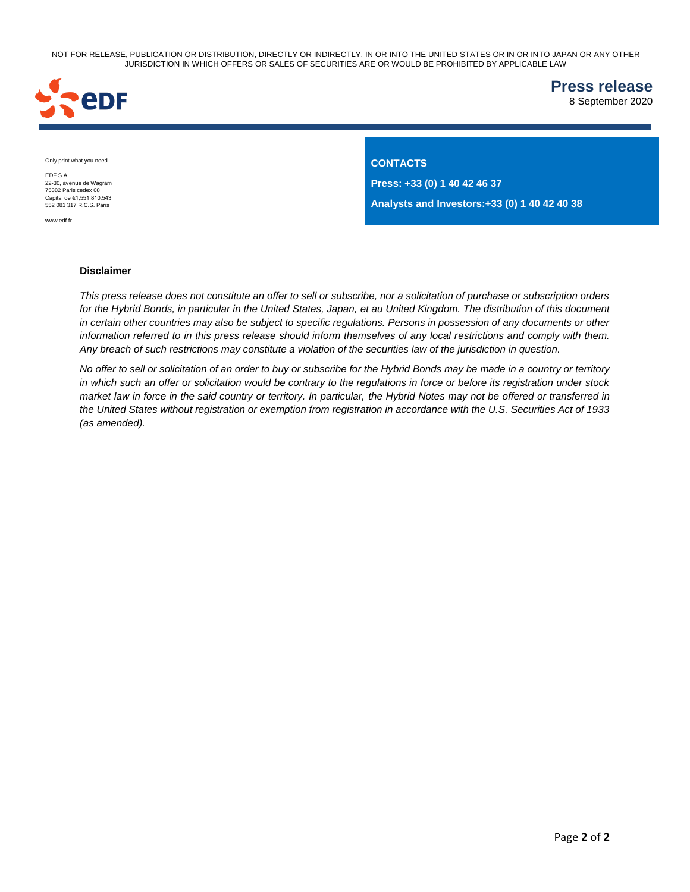NOT FOR RELEASE, PUBLICATION OR DISTRIBUTION, DIRECTLY OR INDIRECTLY, IN OR INTO THE UNITED STATES OR IN OR INTO JAPAN OR ANY OTHER JURISDICTION IN WHICH OFFERS OR SALES OF SECURITIES ARE OR WOULD BE PROHIBITED BY APPLICABLE LAW

**Press release**

8 September 2020

Only print what you need

EDF S.A.
22-30, avenue de Wagram
75382 Paris cedex 08
Capital de €1,551,810,543
552 081 317 R.C.S. Paris

www.edf.fr

**CONTACTS**

**Press: +33 (0) 1 40 42 46 37**

**Analysts and Investors:+33 (0) 1 40 42 40 38**

**Disclaimer**

*This press release does not constitute an offer to sell or subscribe, nor a solicitation of purchase or subscription orders for the Hybrid Bonds, in particular in the United States, Japan, et au United Kingdom. The distribution of this document in certain other countries may also be subject to specific regulations. Persons in possession of any documents or other information referred to in this press release should inform themselves of any local restrictions and comply with them. Any breach of such restrictions may constitute a violation of the securities law of the jurisdiction in question.*

*No offer to sell or solicitation of an order to buy or subscribe for the Hybrid Bonds may be made in a country or territory in which such an offer or solicitation would be contrary to the regulations in force or before its registration under stock market law in force in the said country or territory. In particular, the Hybrid Notes may not be offered or transferred in the United States without registration or exemption from registration in accordance with the U.S. Securities Act of 1933 (as amended).*